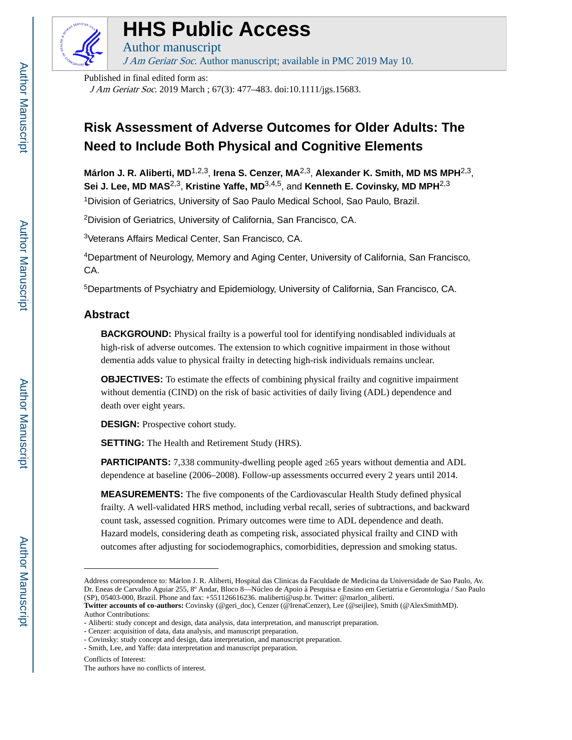# HHS Public Access

Author manuscript

*J Am Geriatr Soc*. Author manuscript; available in PMC 2019 May 10.

Published in final edited form as:

*J Am Geriatr Soc*. 2019 March ; 67(3): 477–483. doi:10.1111/jgs.15683.

# Risk Assessment of Adverse Outcomes for Older Adults: The Need to Include Both Physical and Cognitive Elements

**Márlon J. R. Aliberti, MD**[1,2,3], **Irena S. Cenzer, MA**[2,3], **Alexander K. Smith, MD MS MPH**[2,3], **Sei J. Lee, MD MAS**[2,3], **Kristine Yaffe, MD**[3,4,5], and **Kenneth E. Covinsky, MD MPH**[2,3]

[1]Division of Geriatrics, University of Sao Paulo Medical School, Sao Paulo, Brazil.

[2]Division of Geriatrics, University of California, San Francisco, CA.

[3]Veterans Affairs Medical Center, San Francisco, CA.

[4]Department of Neurology, Memory and Aging Center, University of California, San Francisco, CA.

[5]Departments of Psychiatry and Epidemiology, University of California, San Francisco, CA.

## Abstract

**BACKGROUND:** Physical frailty is a powerful tool for identifying nondisabled individuals at high-risk of adverse outcomes. The extension to which cognitive impairment in those without dementia adds value to physical frailty in detecting high-risk individuals remains unclear.

**OBJECTIVES:** To estimate the effects of combining physical frailty and cognitive impairment without dementia (CIND) on the risk of basic activities of daily living (ADL) dependence and death over eight years.

**DESIGN:** Prospective cohort study.

**SETTING:** The Health and Retirement Study (HRS).

**PARTICIPANTS:** 7,338 community-dwelling people aged ≥65 years without dementia and ADL dependence at baseline (2006–2008). Follow-up assessments occurred every 2 years until 2014.

**MEASUREMENTS:** The five components of the Cardiovascular Health Study defined physical frailty. A well-validated HRS method, including verbal recall, series of subtractions, and backward count task, assessed cognition. Primary outcomes were time to ADL dependence and death. Hazard models, considering death as competing risk, associated physical frailty and CIND with outcomes after adjusting for sociodemographics, comorbidities, depression and smoking status.

---

Address correspondence to: Márlon J. R. Aliberti, Hospital das Clinicas da Faculdade de Medicina da Universidade de Sao Paulo, Av. Dr. Eneas de Carvalho Aguiar 255, 8º Andar, Bloco 8—Núcleo de Apoio à Pesquisa e Ensino em Geriatria e Gerontologia / Sao Paulo (SP), 05403-000, Brazil. Phone and fax: +551126616236. maliberti@usp.br. Twitter: @marlon_aliberti.

**Twitter accounts of co-authors:** Covinsky (@geri_doc), Cenzer (@IrenaCenzer), Lee (@seijlee), Smith (@AlexSmithMD).

Author Contributions:

- Aliberti: study concept and design, data analysis, data interpretation, and manuscript preparation.
- Cenzer: acquisition of data, data analysis, and manuscript preparation.
- Covinsky: study concept and design, data interpretation, and manuscript preparation.
- Smith, Lee, and Yaffe: data interpretation and manuscript preparation.

Conflicts of Interest:

The authors have no conflicts of interest.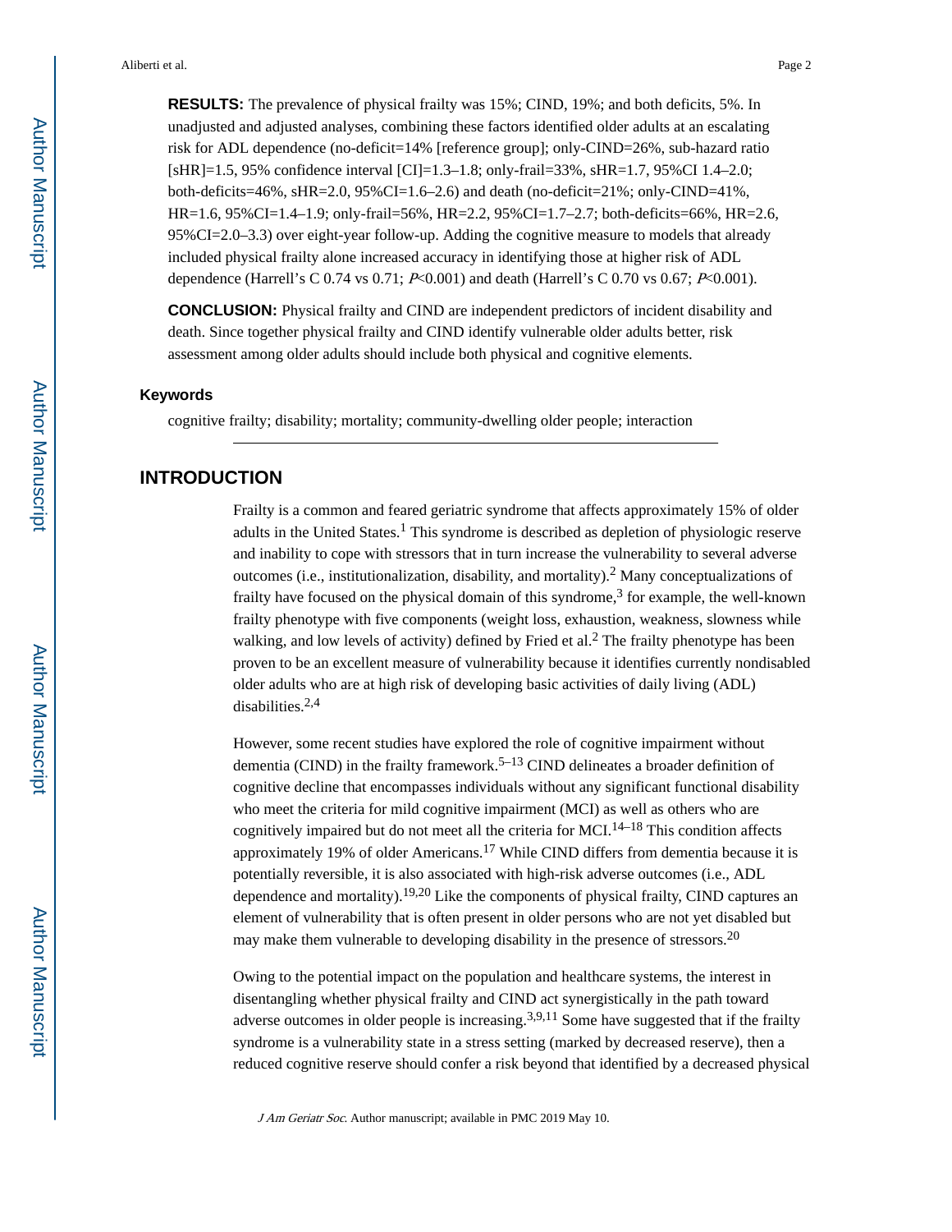**RESULTS:** The prevalence of physical frailty was 15%; CIND, 19%; and both deficits, 5%. In unadjusted and adjusted analyses, combining these factors identified older adults at an escalating risk for ADL dependence (no-deficit=14% [reference group]; only-CIND=26%, sub-hazard ratio [sHR]=1.5, 95% confidence interval [CI]=1.3–1.8; only-frail=33%, sHR=1.7, 95%CI 1.4–2.0; both-deficits=46%, sHR=2.0, 95%CI=1.6–2.6) and death (no-deficit=21%; only-CIND=41%, HR=1.6, 95%CI=1.4–1.9; only-frail=56%, HR=2.2, 95%CI=1.7–2.7; both-deficits=66%, HR=2.6, 95%CI=2.0–3.3) over eight-year follow-up. Adding the cognitive measure to models that already included physical frailty alone increased accuracy in identifying those at higher risk of ADL dependence (Harrell's C 0.74 vs 0.71; $P<0.001$) and death (Harrell's C 0.70 vs 0.67; $P<0.001$).

**CONCLUSION:** Physical frailty and CIND are independent predictors of incident disability and death. Since together physical frailty and CIND identify vulnerable older adults better, risk assessment among older adults should include both physical and cognitive elements.

### Keywords

cognitive frailty; disability; mortality; community-dwelling older people; interaction

## INTRODUCTION

Frailty is a common and feared geriatric syndrome that affects approximately 15% of older adults in the United States.[1] This syndrome is described as depletion of physiologic reserve and inability to cope with stressors that in turn increase the vulnerability to several adverse outcomes (i.e., institutionalization, disability, and mortality).[2] Many conceptualizations of frailty have focused on the physical domain of this syndrome,[3] for example, the well-known frailty phenotype with five components (weight loss, exhaustion, weakness, slowness while walking, and low levels of activity) defined by Fried et al.[2] The frailty phenotype has been proven to be an excellent measure of vulnerability because it identifies currently nondisabled older adults who are at high risk of developing basic activities of daily living (ADL) disabilities.[2,4]

However, some recent studies have explored the role of cognitive impairment without dementia (CIND) in the frailty framework.[5–13] CIND delineates a broader definition of cognitive decline that encompasses individuals without any significant functional disability who meet the criteria for mild cognitive impairment (MCI) as well as others who are cognitively impaired but do not meet all the criteria for MCI.[14–18] This condition affects approximately 19% of older Americans.[17] While CIND differs from dementia because it is potentially reversible, it is also associated with high-risk adverse outcomes (i.e., ADL dependence and mortality).[19,20] Like the components of physical frailty, CIND captures an element of vulnerability that is often present in older persons who are not yet disabled but may make them vulnerable to developing disability in the presence of stressors.[20]

Owing to the potential impact on the population and healthcare systems, the interest in disentangling whether physical frailty and CIND act synergistically in the path toward adverse outcomes in older people is increasing.[3,9,11] Some have suggested that if the frailty syndrome is a vulnerability state in a stress setting (marked by decreased reserve), then a reduced cognitive reserve should confer a risk beyond that identified by a decreased physical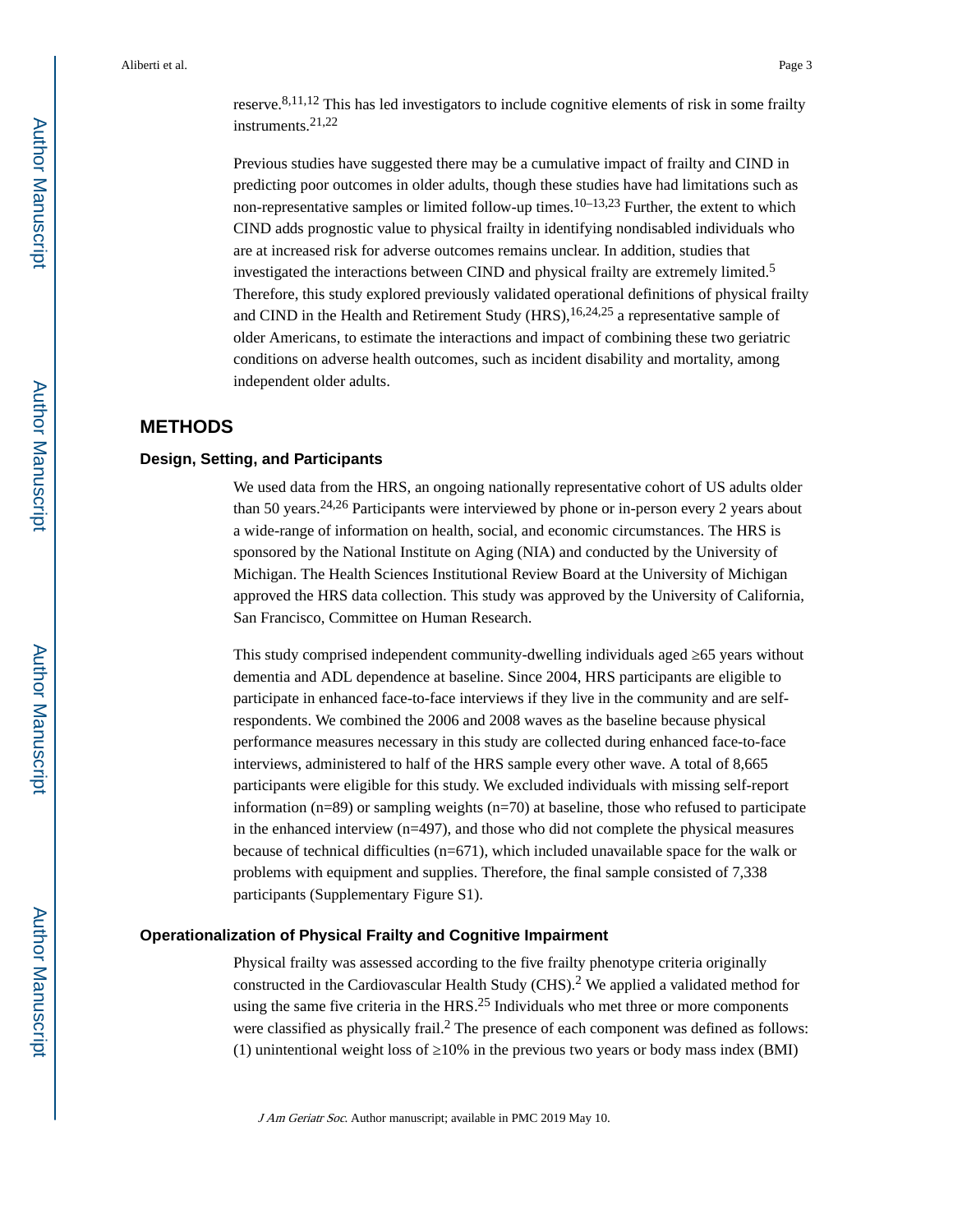reserve.[8,11,12] This has led investigators to include cognitive elements of risk in some frailty instruments.[21,22]

Previous studies have suggested there may be a cumulative impact of frailty and CIND in predicting poor outcomes in older adults, though these studies have had limitations such as non-representative samples or limited follow-up times.[10–13,23] Further, the extent to which CIND adds prognostic value to physical frailty in identifying nondisabled individuals who are at increased risk for adverse outcomes remains unclear. In addition, studies that investigated the interactions between CIND and physical frailty are extremely limited.[5] Therefore, this study explored previously validated operational definitions of physical frailty and CIND in the Health and Retirement Study (HRS),[16,24,25] a representative sample of older Americans, to estimate the interactions and impact of combining these two geriatric conditions on adverse health outcomes, such as incident disability and mortality, among independent older adults.

## METHODS

### Design, Setting, and Participants

We used data from the HRS, an ongoing nationally representative cohort of US adults older than 50 years.[24,26] Participants were interviewed by phone or in-person every 2 years about a wide-range of information on health, social, and economic circumstances. The HRS is sponsored by the National Institute on Aging (NIA) and conducted by the University of Michigan. The Health Sciences Institutional Review Board at the University of Michigan approved the HRS data collection. This study was approved by the University of California, San Francisco, Committee on Human Research.

This study comprised independent community-dwelling individuals aged ≥65 years without dementia and ADL dependence at baseline. Since 2004, HRS participants are eligible to participate in enhanced face-to-face interviews if they live in the community and are self-respondents. We combined the 2006 and 2008 waves as the baseline because physical performance measures necessary in this study are collected during enhanced face-to-face interviews, administered to half of the HRS sample every other wave. A total of 8,665 participants were eligible for this study. We excluded individuals with missing self-report information (n=89) or sampling weights (n=70) at baseline, those who refused to participate in the enhanced interview (n=497), and those who did not complete the physical measures because of technical difficulties (n=671), which included unavailable space for the walk or problems with equipment and supplies. Therefore, the final sample consisted of 7,338 participants (Supplementary Figure S1).

### Operationalization of Physical Frailty and Cognitive Impairment

Physical frailty was assessed according to the five frailty phenotype criteria originally constructed in the Cardiovascular Health Study (CHS).[2] We applied a validated method for using the same five criteria in the HRS.[25] Individuals who met three or more components were classified as physically frail.[2] The presence of each component was defined as follows: (1) unintentional weight loss of ≥10% in the previous two years or body mass index (BMI)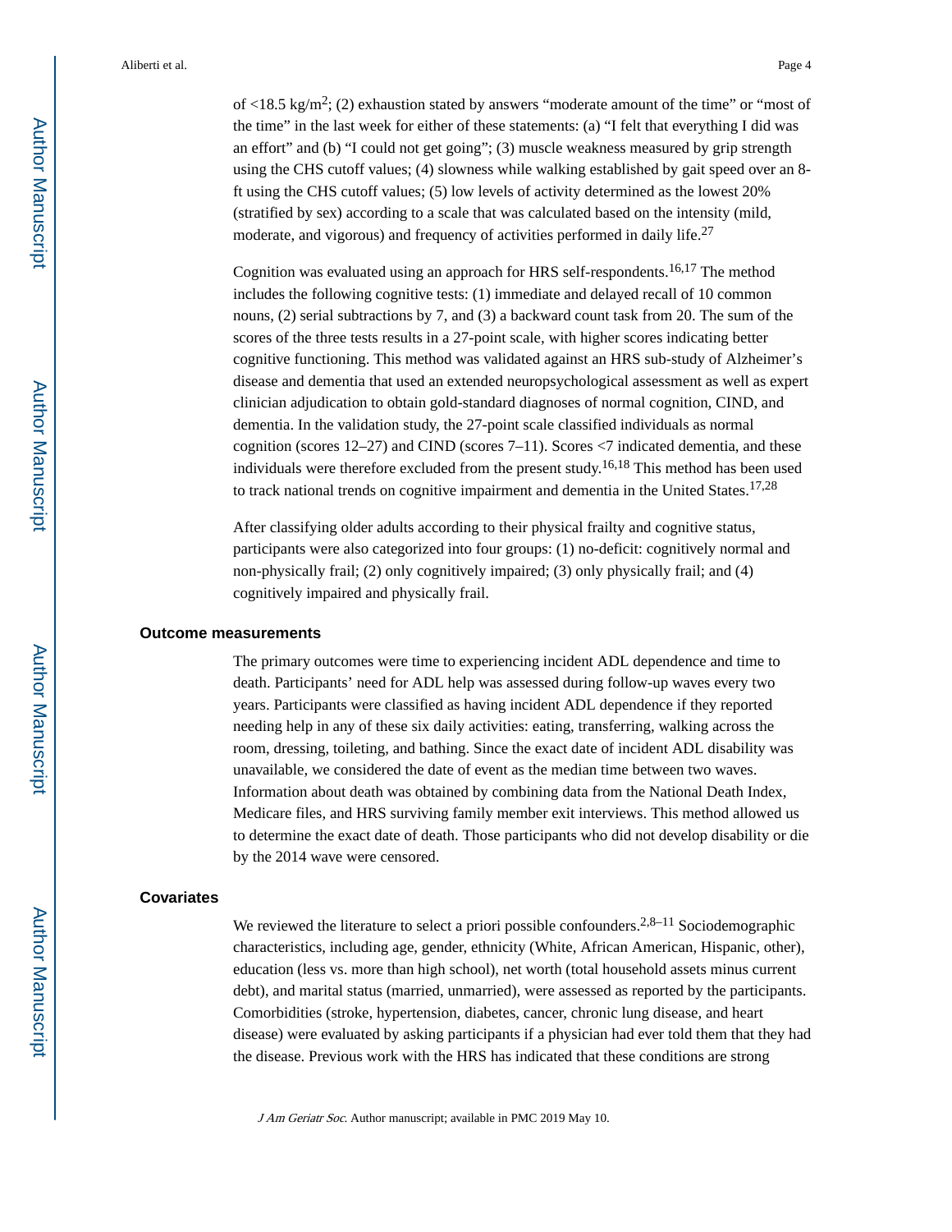of <18.5 kg/m$^2$; (2) exhaustion stated by answers “moderate amount of the time” or “most of the time” in the last week for either of these statements: (a) “I felt that everything I did was an effort” and (b) “I could not get going”; (3) muscle weakness measured by grip strength using the CHS cutoff values; (4) slowness while walking established by gait speed over an 8-ft using the CHS cutoff values; (5) low levels of activity determined as the lowest 20% (stratified by sex) according to a scale that was calculated based on the intensity (mild, moderate, and vigorous) and frequency of activities performed in daily life.[27]

Cognition was evaluated using an approach for HRS self-respondents.[16,17] The method includes the following cognitive tests: (1) immediate and delayed recall of 10 common nouns, (2) serial subtractions by 7, and (3) a backward count task from 20. The sum of the scores of the three tests results in a 27-point scale, with higher scores indicating better cognitive functioning. This method was validated against an HRS sub-study of Alzheimer’s disease and dementia that used an extended neuropsychological assessment as well as expert clinician adjudication to obtain gold-standard diagnoses of normal cognition, CIND, and dementia. In the validation study, the 27-point scale classified individuals as normal cognition (scores 12–27) and CIND (scores 7–11). Scores <7 indicated dementia, and these individuals were therefore excluded from the present study.[16,18] This method has been used to track national trends on cognitive impairment and dementia in the United States.[17,28]

After classifying older adults according to their physical frailty and cognitive status, participants were also categorized into four groups: (1) no-deficit: cognitively normal and non-physically frail; (2) only cognitively impaired; (3) only physically frail; and (4) cognitively impaired and physically frail.

### Outcome measurements

The primary outcomes were time to experiencing incident ADL dependence and time to death. Participants’ need for ADL help was assessed during follow-up waves every two years. Participants were classified as having incident ADL dependence if they reported needing help in any of these six daily activities: eating, transferring, walking across the room, dressing, toileting, and bathing. Since the exact date of incident ADL disability was unavailable, we considered the date of event as the median time between two waves. Information about death was obtained by combining data from the National Death Index, Medicare files, and HRS surviving family member exit interviews. This method allowed us to determine the exact date of death. Those participants who did not develop disability or die by the 2014 wave were censored.

### Covariates

We reviewed the literature to select a priori possible confounders.[2,8–11] Sociodemographic characteristics, including age, gender, ethnicity (White, African American, Hispanic, other), education (less vs. more than high school), net worth (total household assets minus current debt), and marital status (married, unmarried), were assessed as reported by the participants. Comorbidities (stroke, hypertension, diabetes, cancer, chronic lung disease, and heart disease) were evaluated by asking participants if a physician had ever told them that they had the disease. Previous work with the HRS has indicated that these conditions are strong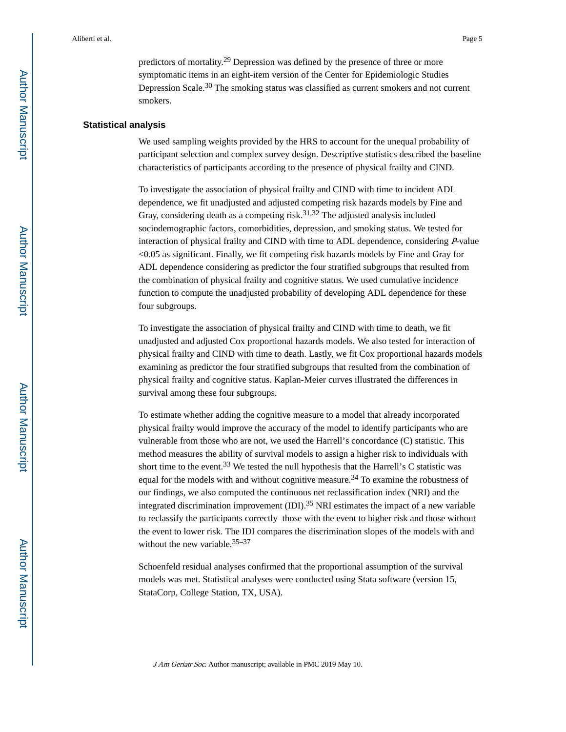predictors of mortality.[29] Depression was defined by the presence of three or more symptomatic items in an eight-item version of the Center for Epidemiologic Studies Depression Scale.[30] The smoking status was classified as current smokers and not current smokers.

## Statistical analysis

We used sampling weights provided by the HRS to account for the unequal probability of participant selection and complex survey design. Descriptive statistics described the baseline characteristics of participants according to the presence of physical frailty and CIND.

To investigate the association of physical frailty and CIND with time to incident ADL dependence, we fit unadjusted and adjusted competing risk hazards models by Fine and Gray, considering death as a competing risk.[31,32] The adjusted analysis included sociodemographic factors, comorbidities, depression, and smoking status. We tested for interaction of physical frailty and CIND with time to ADL dependence, considering *P*-value <0.05 as significant. Finally, we fit competing risk hazards models by Fine and Gray for ADL dependence considering as predictor the four stratified subgroups that resulted from the combination of physical frailty and cognitive status. We used cumulative incidence function to compute the unadjusted probability of developing ADL dependence for these four subgroups.

To investigate the association of physical frailty and CIND with time to death, we fit unadjusted and adjusted Cox proportional hazards models. We also tested for interaction of physical frailty and CIND with time to death. Lastly, we fit Cox proportional hazards models examining as predictor the four stratified subgroups that resulted from the combination of physical frailty and cognitive status. Kaplan-Meier curves illustrated the differences in survival among these four subgroups.

To estimate whether adding the cognitive measure to a model that already incorporated physical frailty would improve the accuracy of the model to identify participants who are vulnerable from those who are not, we used the Harrell's concordance (C) statistic. This method measures the ability of survival models to assign a higher risk to individuals with short time to the event.[33] We tested the null hypothesis that the Harrell's C statistic was equal for the models with and without cognitive measure.[34] To examine the robustness of our findings, we also computed the continuous net reclassification index (NRI) and the integrated discrimination improvement (IDI).[35] NRI estimates the impact of a new variable to reclassify the participants correctly–those with the event to higher risk and those without the event to lower risk. The IDI compares the discrimination slopes of the models with and without the new variable.[35–37]

Schoenfeld residual analyses confirmed that the proportional assumption of the survival models was met. Statistical analyses were conducted using Stata software (version 15, StataCorp, College Station, TX, USA).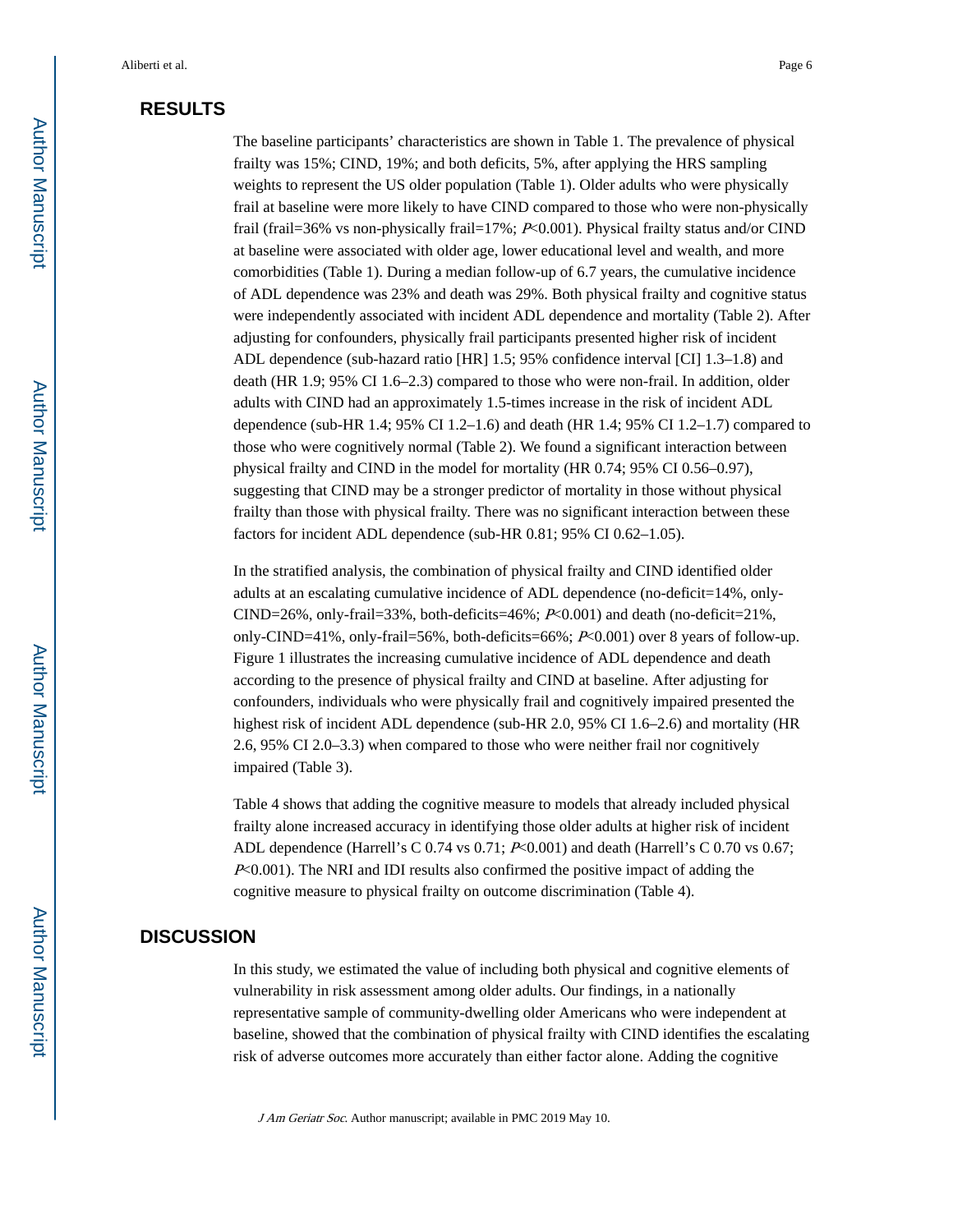## RESULTS

The baseline participants' characteristics are shown in Table 1. The prevalence of physical frailty was 15%; CIND, 19%; and both deficits, 5%, after applying the HRS sampling weights to represent the US older population (Table 1). Older adults who were physically frail at baseline were more likely to have CIND compared to those who were non-physically frail (frail=36% vs non-physically frail=17%; $P<0.001$). Physical frailty status and/or CIND at baseline were associated with older age, lower educational level and wealth, and more comorbidities (Table 1). During a median follow-up of 6.7 years, the cumulative incidence of ADL dependence was 23% and death was 29%. Both physical frailty and cognitive status were independently associated with incident ADL dependence and mortality (Table 2). After adjusting for confounders, physically frail participants presented higher risk of incident ADL dependence (sub-hazard ratio [HR] 1.5; 95% confidence interval [CI] 1.3–1.8) and death (HR 1.9; 95% CI 1.6–2.3) compared to those who were non-frail. In addition, older adults with CIND had an approximately 1.5-times increase in the risk of incident ADL dependence (sub-HR 1.4; 95% CI 1.2–1.6) and death (HR 1.4; 95% CI 1.2–1.7) compared to those who were cognitively normal (Table 2). We found a significant interaction between physical frailty and CIND in the model for mortality (HR 0.74; 95% CI 0.56–0.97), suggesting that CIND may be a stronger predictor of mortality in those without physical frailty than those with physical frailty. There was no significant interaction between these factors for incident ADL dependence (sub-HR 0.81; 95% CI 0.62–1.05).

In the stratified analysis, the combination of physical frailty and CIND identified older adults at an escalating cumulative incidence of ADL dependence (no-deficit=14%, only-CIND=26%, only-frail=33%, both-deficits=46%; $P<0.001$) and death (no-deficit=21%, only-CIND=41%, only-frail=56%, both-deficits=66%; $P<0.001$) over 8 years of follow-up. Figure 1 illustrates the increasing cumulative incidence of ADL dependence and death according to the presence of physical frailty and CIND at baseline. After adjusting for confounders, individuals who were physically frail and cognitively impaired presented the highest risk of incident ADL dependence (sub-HR 2.0, 95% CI 1.6–2.6) and mortality (HR 2.6, 95% CI 2.0–3.3) when compared to those who were neither frail nor cognitively impaired (Table 3).

Table 4 shows that adding the cognitive measure to models that already included physical frailty alone increased accuracy in identifying those older adults at higher risk of incident ADL dependence (Harrell's C 0.74 vs 0.71; $P<0.001$) and death (Harrell's C 0.70 vs 0.67; $P<0.001$). The NRI and IDI results also confirmed the positive impact of adding the cognitive measure to physical frailty on outcome discrimination (Table 4).

## DISCUSSION

In this study, we estimated the value of including both physical and cognitive elements of vulnerability in risk assessment among older adults. Our findings, in a nationally representative sample of community-dwelling older Americans who were independent at baseline, showed that the combination of physical frailty with CIND identifies the escalating risk of adverse outcomes more accurately than either factor alone. Adding the cognitive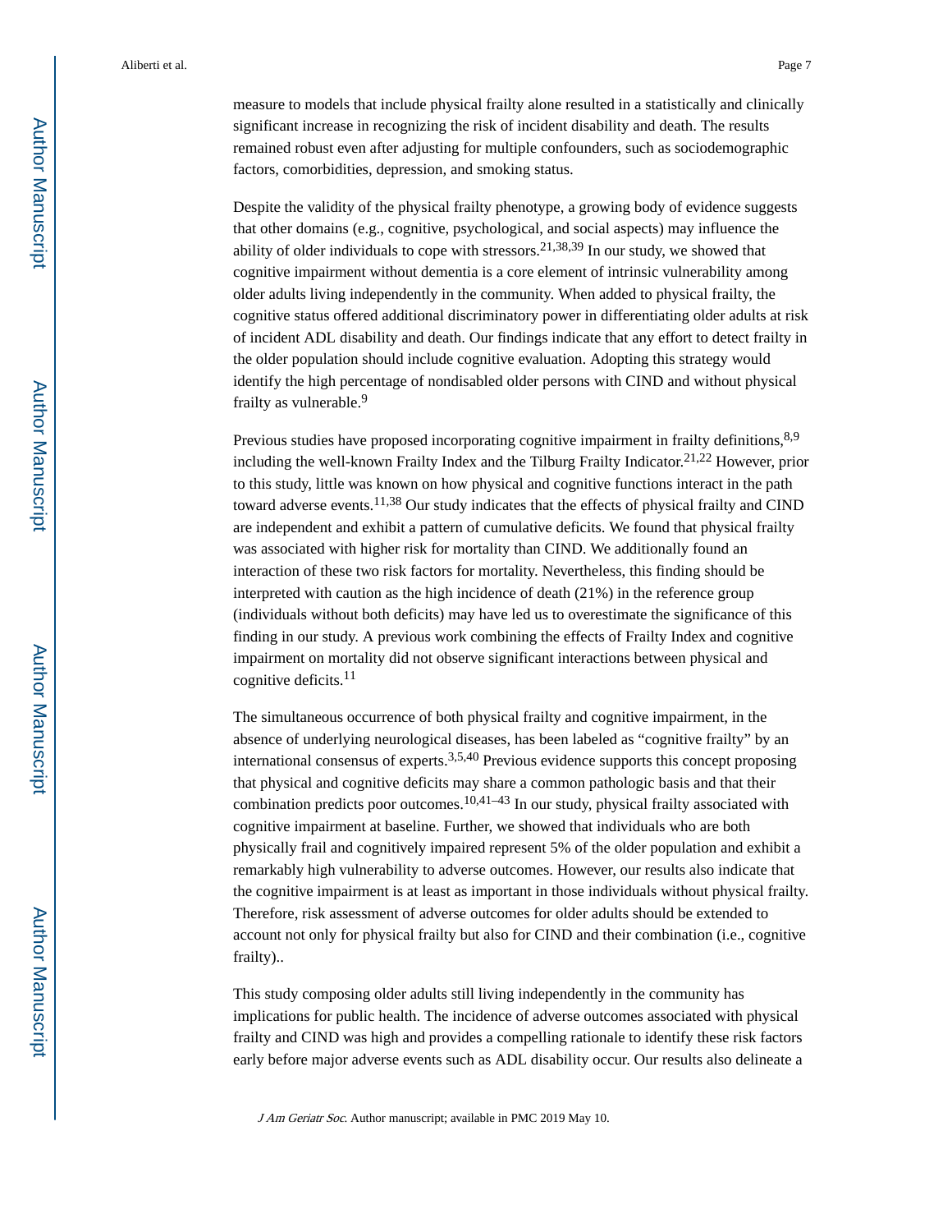measure to models that include physical frailty alone resulted in a statistically and clinically significant increase in recognizing the risk of incident disability and death. The results remained robust even after adjusting for multiple confounders, such as sociodemographic factors, comorbidities, depression, and smoking status.

Despite the validity of the physical frailty phenotype, a growing body of evidence suggests that other domains (e.g., cognitive, psychological, and social aspects) may influence the ability of older individuals to cope with stressors.[21,38,39] In our study, we showed that cognitive impairment without dementia is a core element of intrinsic vulnerability among older adults living independently in the community. When added to physical frailty, the cognitive status offered additional discriminatory power in differentiating older adults at risk of incident ADL disability and death. Our findings indicate that any effort to detect frailty in the older population should include cognitive evaluation. Adopting this strategy would identify the high percentage of nondisabled older persons with CIND and without physical frailty as vulnerable.[9]

Previous studies have proposed incorporating cognitive impairment in frailty definitions,[8,9] including the well-known Frailty Index and the Tilburg Frailty Indicator.[21,22] However, prior to this study, little was known on how physical and cognitive functions interact in the path toward adverse events.[11,38] Our study indicates that the effects of physical frailty and CIND are independent and exhibit a pattern of cumulative deficits. We found that physical frailty was associated with higher risk for mortality than CIND. We additionally found an interaction of these two risk factors for mortality. Nevertheless, this finding should be interpreted with caution as the high incidence of death (21%) in the reference group (individuals without both deficits) may have led us to overestimate the significance of this finding in our study. A previous work combining the effects of Frailty Index and cognitive impairment on mortality did not observe significant interactions between physical and cognitive deficits.[11]

The simultaneous occurrence of both physical frailty and cognitive impairment, in the absence of underlying neurological diseases, has been labeled as "cognitive frailty" by an international consensus of experts.[3,5,40] Previous evidence supports this concept proposing that physical and cognitive deficits may share a common pathologic basis and that their combination predicts poor outcomes.[10,41–43] In our study, physical frailty associated with cognitive impairment at baseline. Further, we showed that individuals who are both physically frail and cognitively impaired represent 5% of the older population and exhibit a remarkably high vulnerability to adverse outcomes. However, our results also indicate that the cognitive impairment is at least as important in those individuals without physical frailty. Therefore, risk assessment of adverse outcomes for older adults should be extended to account not only for physical frailty but also for CIND and their combination (i.e., cognitive frailty)..

This study composing older adults still living independently in the community has implications for public health. The incidence of adverse outcomes associated with physical frailty and CIND was high and provides a compelling rationale to identify these risk factors early before major adverse events such as ADL disability occur. Our results also delineate a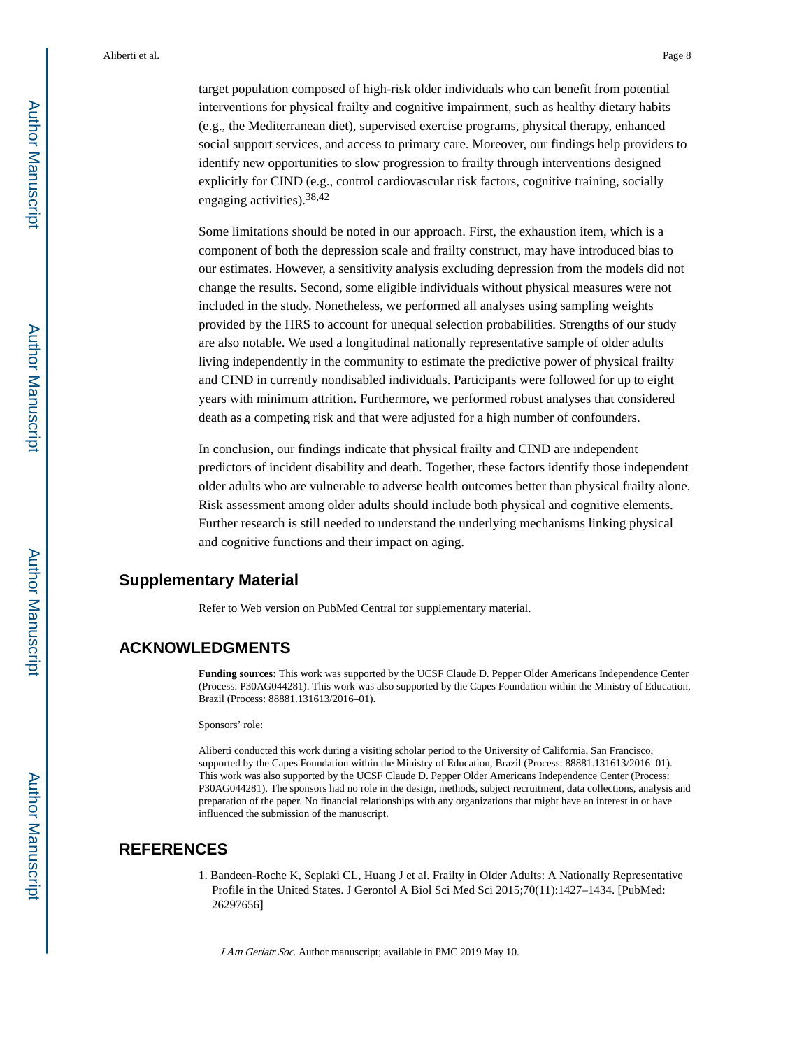target population composed of high-risk older individuals who can benefit from potential interventions for physical frailty and cognitive impairment, such as healthy dietary habits (e.g., the Mediterranean diet), supervised exercise programs, physical therapy, enhanced social support services, and access to primary care. Moreover, our findings help providers to identify new opportunities to slow progression to frailty through interventions designed explicitly for CIND (e.g., control cardiovascular risk factors, cognitive training, socially engaging activities).[38,42]

Some limitations should be noted in our approach. First, the exhaustion item, which is a component of both the depression scale and frailty construct, may have introduced bias to our estimates. However, a sensitivity analysis excluding depression from the models did not change the results. Second, some eligible individuals without physical measures were not included in the study. Nonetheless, we performed all analyses using sampling weights provided by the HRS to account for unequal selection probabilities. Strengths of our study are also notable. We used a longitudinal nationally representative sample of older adults living independently in the community to estimate the predictive power of physical frailty and CIND in currently nondisabled individuals. Participants were followed for up to eight years with minimum attrition. Furthermore, we performed robust analyses that considered death as a competing risk and that were adjusted for a high number of confounders.

In conclusion, our findings indicate that physical frailty and CIND are independent predictors of incident disability and death. Together, these factors identify those independent older adults who are vulnerable to adverse health outcomes better than physical frailty alone. Risk assessment among older adults should include both physical and cognitive elements. Further research is still needed to understand the underlying mechanisms linking physical and cognitive functions and their impact on aging.

## Supplementary Material

Refer to Web version on PubMed Central for supplementary material.

## ACKNOWLEDGMENTS

**Funding sources:** This work was supported by the UCSF Claude D. Pepper Older Americans Independence Center (Process: P30AG044281). This work was also supported by the Capes Foundation within the Ministry of Education, Brazil (Process: 88881.131613/2016–01).

Sponsors' role:

Aliberti conducted this work during a visiting scholar period to the University of California, San Francisco, supported by the Capes Foundation within the Ministry of Education, Brazil (Process: 88881.131613/2016–01). This work was also supported by the UCSF Claude D. Pepper Older Americans Independence Center (Process: P30AG044281). The sponsors had no role in the design, methods, subject recruitment, data collections, analysis and preparation of the paper. No financial relationships with any organizations that might have an interest in or have influenced the submission of the manuscript.

## REFERENCES

1. Bandeen-Roche K, Seplaki CL, Huang J et al. Frailty in Older Adults: A Nationally Representative Profile in the United States. J Gerontol A Biol Sci Med Sci 2015;70(11):1427–1434. [PubMed: 26297656]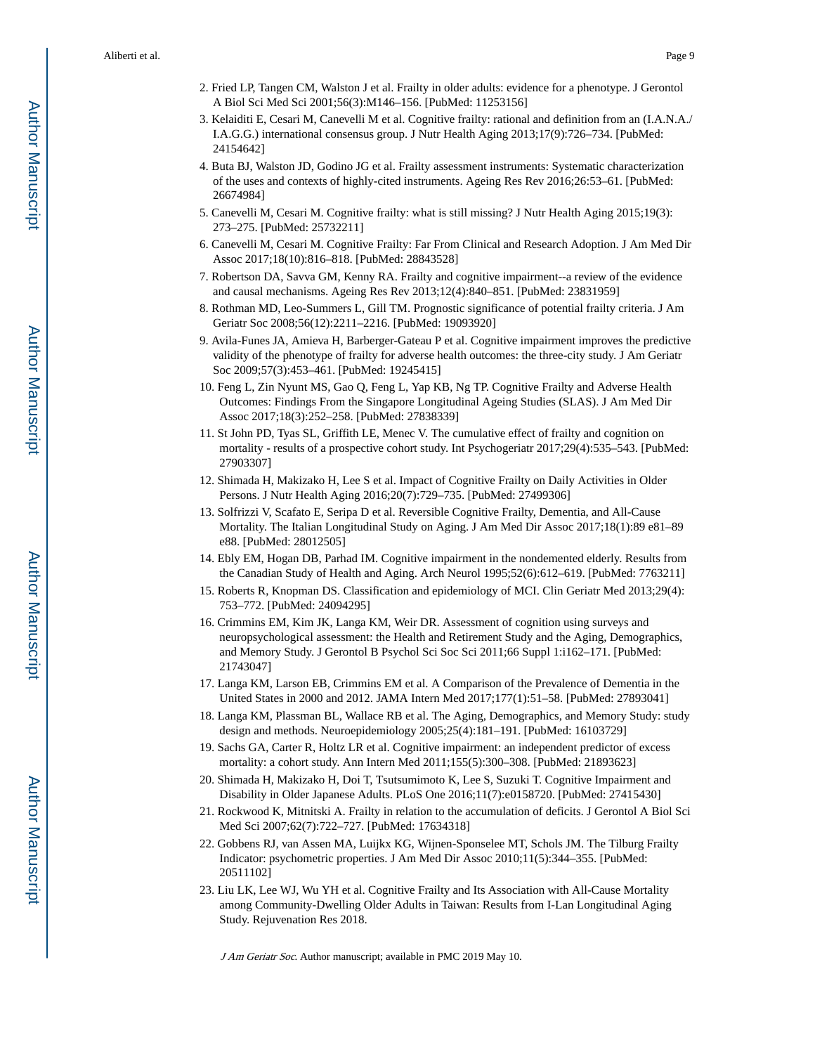2. Fried LP, Tangen CM, Walston J et al. Frailty in older adults: evidence for a phenotype. J Gerontol A Biol Sci Med Sci 2001;56(3):M146–156. [PubMed: 11253156]
3. Kelaiditi E, Cesari M, Canevelli M et al. Cognitive frailty: rational and definition from an (I.A.N.A./ I.A.G.G.) international consensus group. J Nutr Health Aging 2013;17(9):726–734. [PubMed: 24154642]
4. Buta BJ, Walston JD, Godino JG et al. Frailty assessment instruments: Systematic characterization of the uses and contexts of highly-cited instruments. Ageing Res Rev 2016;26:53–61. [PubMed: 26674984]
5. Canevelli M, Cesari M. Cognitive frailty: what is still missing? J Nutr Health Aging 2015;19(3): 273–275. [PubMed: 25732211]
6. Canevelli M, Cesari M. Cognitive Frailty: Far From Clinical and Research Adoption. J Am Med Dir Assoc 2017;18(10):816–818. [PubMed: 28843528]
7. Robertson DA, Savva GM, Kenny RA. Frailty and cognitive impairment--a review of the evidence and causal mechanisms. Ageing Res Rev 2013;12(4):840–851. [PubMed: 23831959]
8. Rothman MD, Leo-Summers L, Gill TM. Prognostic significance of potential frailty criteria. J Am Geriatr Soc 2008;56(12):2211–2216. [PubMed: 19093920]
9. Avila-Funes JA, Amieva H, Barberger-Gateau P et al. Cognitive impairment improves the predictive validity of the phenotype of frailty for adverse health outcomes: the three-city study. J Am Geriatr Soc 2009;57(3):453–461. [PubMed: 19245415]
10. Feng L, Zin Nyunt MS, Gao Q, Feng L, Yap KB, Ng TP. Cognitive Frailty and Adverse Health Outcomes: Findings From the Singapore Longitudinal Ageing Studies (SLAS). J Am Med Dir Assoc 2017;18(3):252–258. [PubMed: 27838339]
11. St John PD, Tyas SL, Griffith LE, Menec V. The cumulative effect of frailty and cognition on mortality - results of a prospective cohort study. Int Psychogeriatr 2017;29(4):535–543. [PubMed: 27903307]
12. Shimada H, Makizako H, Lee S et al. Impact of Cognitive Frailty on Daily Activities in Older Persons. J Nutr Health Aging 2016;20(7):729–735. [PubMed: 27499306]
13. Solfrizzi V, Scafato E, Seripa D et al. Reversible Cognitive Frailty, Dementia, and All-Cause Mortality. The Italian Longitudinal Study on Aging. J Am Med Dir Assoc 2017;18(1):89 e81–89 e88. [PubMed: 28012505]
14. Ebly EM, Hogan DB, Parhad IM. Cognitive impairment in the nondemented elderly. Results from the Canadian Study of Health and Aging. Arch Neurol 1995;52(6):612–619. [PubMed: 7763211]
15. Roberts R, Knopman DS. Classification and epidemiology of MCI. Clin Geriatr Med 2013;29(4): 753–772. [PubMed: 24094295]
16. Crimmins EM, Kim JK, Langa KM, Weir DR. Assessment of cognition using surveys and neuropsychological assessment: the Health and Retirement Study and the Aging, Demographics, and Memory Study. J Gerontol B Psychol Sci Soc Sci 2011;66 Suppl 1:i162–171. [PubMed: 21743047]
17. Langa KM, Larson EB, Crimmins EM et al. A Comparison of the Prevalence of Dementia in the United States in 2000 and 2012. JAMA Intern Med 2017;177(1):51–58. [PubMed: 27893041]
18. Langa KM, Plassman BL, Wallace RB et al. The Aging, Demographics, and Memory Study: study design and methods. Neuroepidemiology 2005;25(4):181–191. [PubMed: 16103729]
19. Sachs GA, Carter R, Holtz LR et al. Cognitive impairment: an independent predictor of excess mortality: a cohort study. Ann Intern Med 2011;155(5):300–308. [PubMed: 21893623]
20. Shimada H, Makizako H, Doi T, Tsutsumimoto K, Lee S, Suzuki T. Cognitive Impairment and Disability in Older Japanese Adults. PLoS One 2016;11(7):e0158720. [PubMed: 27415430]
21. Rockwood K, Mitnitski A. Frailty in relation to the accumulation of deficits. J Gerontol A Biol Sci Med Sci 2007;62(7):722–727. [PubMed: 17634318]
22. Gobbens RJ, van Assen MA, Luijkx KG, Wijnen-Sponselee MT, Schols JM. The Tilburg Frailty Indicator: psychometric properties. J Am Med Dir Assoc 2010;11(5):344–355. [PubMed: 20511102]
23. Liu LK, Lee WJ, Wu YH et al. Cognitive Frailty and Its Association with All-Cause Mortality among Community-Dwelling Older Adults in Taiwan: Results from I-Lan Longitudinal Aging Study. Rejuvenation Res 2018.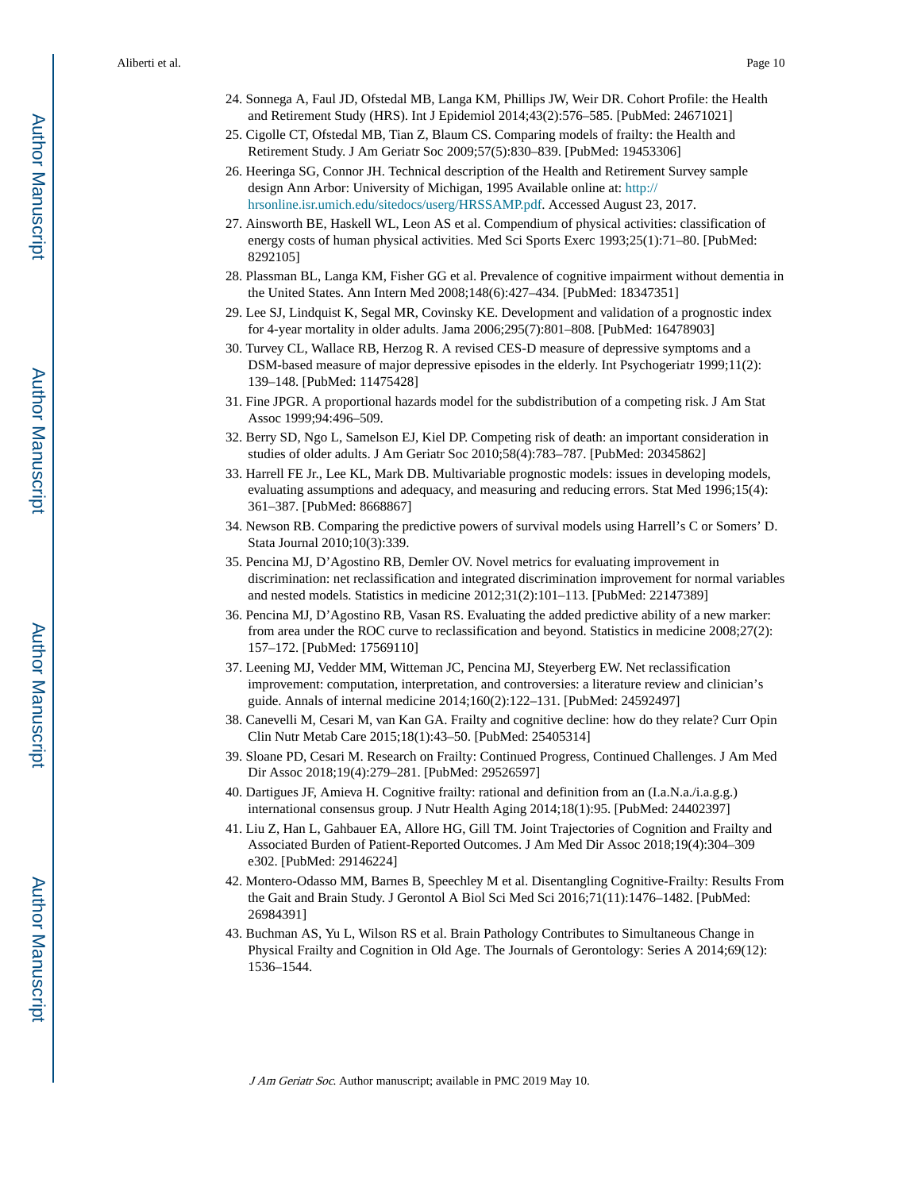24. Sonnega A, Faul JD, Ofstedal MB, Langa KM, Phillips JW, Weir DR. Cohort Profile: the Health and Retirement Study (HRS). Int J Epidemiol 2014;43(2):576–585. [PubMed: 24671021]
25. Cigolle CT, Ofstedal MB, Tian Z, Blaum CS. Comparing models of frailty: the Health and Retirement Study. J Am Geriatr Soc 2009;57(5):830–839. [PubMed: 19453306]
26. Heeringa SG, Connor JH. Technical description of the Health and Retirement Survey sample design Ann Arbor: University of Michigan, 1995 Available online at: http://hrsonline.isr.umich.edu/sitedocs/userg/HRSSAMP.pdf. Accessed August 23, 2017.
27. Ainsworth BE, Haskell WL, Leon AS et al. Compendium of physical activities: classification of energy costs of human physical activities. Med Sci Sports Exerc 1993;25(1):71–80. [PubMed: 8292105]
28. Plassman BL, Langa KM, Fisher GG et al. Prevalence of cognitive impairment without dementia in the United States. Ann Intern Med 2008;148(6):427–434. [PubMed: 18347351]
29. Lee SJ, Lindquist K, Segal MR, Covinsky KE. Development and validation of a prognostic index for 4-year mortality in older adults. Jama 2006;295(7):801–808. [PubMed: 16478903]
30. Turvey CL, Wallace RB, Herzog R. A revised CES-D measure of depressive symptoms and a DSM-based measure of major depressive episodes in the elderly. Int Psychogeriatr 1999;11(2): 139–148. [PubMed: 11475428]
31. Fine JPGR. A proportional hazards model for the subdistribution of a competing risk. J Am Stat Assoc 1999;94:496–509.
32. Berry SD, Ngo L, Samelson EJ, Kiel DP. Competing risk of death: an important consideration in studies of older adults. J Am Geriatr Soc 2010;58(4):783–787. [PubMed: 20345862]
33. Harrell FE Jr., Lee KL, Mark DB. Multivariable prognostic models: issues in developing models, evaluating assumptions and adequacy, and measuring and reducing errors. Stat Med 1996;15(4): 361–387. [PubMed: 8668867]
34. Newson RB. Comparing the predictive powers of survival models using Harrell's C or Somers' D. Stata Journal 2010;10(3):339.
35. Pencina MJ, D'Agostino RB, Demler OV. Novel metrics for evaluating improvement in discrimination: net reclassification and integrated discrimination improvement for normal variables and nested models. Statistics in medicine 2012;31(2):101–113. [PubMed: 22147389]
36. Pencina MJ, D'Agostino RB, Vasan RS. Evaluating the added predictive ability of a new marker: from area under the ROC curve to reclassification and beyond. Statistics in medicine 2008;27(2): 157–172. [PubMed: 17569110]
37. Leening MJ, Vedder MM, Witteman JC, Pencina MJ, Steyerberg EW. Net reclassification improvement: computation, interpretation, and controversies: a literature review and clinician's guide. Annals of internal medicine 2014;160(2):122–131. [PubMed: 24592497]
38. Canevelli M, Cesari M, van Kan GA. Frailty and cognitive decline: how do they relate? Curr Opin Clin Nutr Metab Care 2015;18(1):43–50. [PubMed: 25405314]
39. Sloane PD, Cesari M. Research on Frailty: Continued Progress, Continued Challenges. J Am Med Dir Assoc 2018;19(4):279–281. [PubMed: 29526597]
40. Dartigues JF, Amieva H. Cognitive frailty: rational and definition from an (I.a.N.a./i.a.g.g.) international consensus group. J Nutr Health Aging 2014;18(1):95. [PubMed: 24402397]
41. Liu Z, Han L, Gahbauer EA, Allore HG, Gill TM. Joint Trajectories of Cognition and Frailty and Associated Burden of Patient-Reported Outcomes. J Am Med Dir Assoc 2018;19(4):304–309 e302. [PubMed: 29146224]
42. Montero-Odasso MM, Barnes B, Speechley M et al. Disentangling Cognitive-Frailty: Results From the Gait and Brain Study. J Gerontol A Biol Sci Med Sci 2016;71(11):1476–1482. [PubMed: 26984391]
43. Buchman AS, Yu L, Wilson RS et al. Brain Pathology Contributes to Simultaneous Change in Physical Frailty and Cognition in Old Age. The Journals of Gerontology: Series A 2014;69(12): 1536–1544.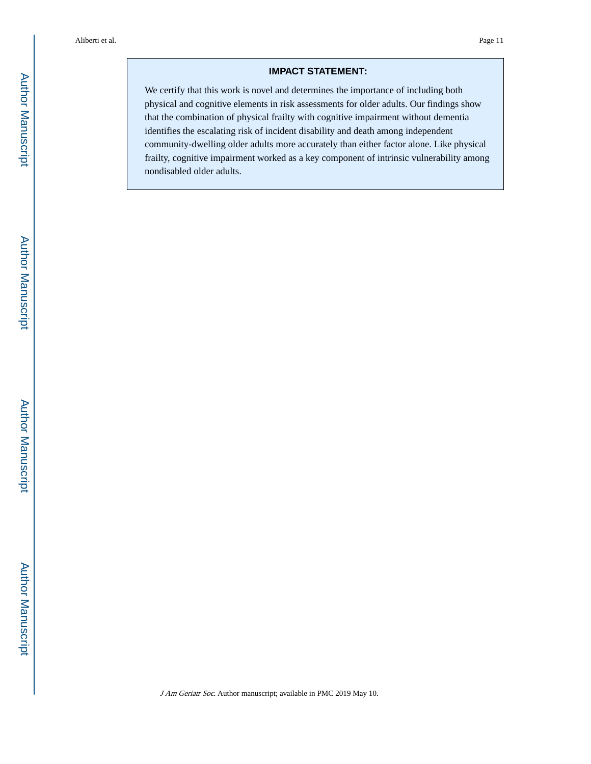**IMPACT STATEMENT:**

We certify that this work is novel and determines the importance of including both physical and cognitive elements in risk assessments for older adults. Our findings show that the combination of physical frailty with cognitive impairment without dementia identifies the escalating risk of incident disability and death among independent community-dwelling older adults more accurately than either factor alone. Like physical frailty, cognitive impairment worked as a key component of intrinsic vulnerability among nondisabled older adults.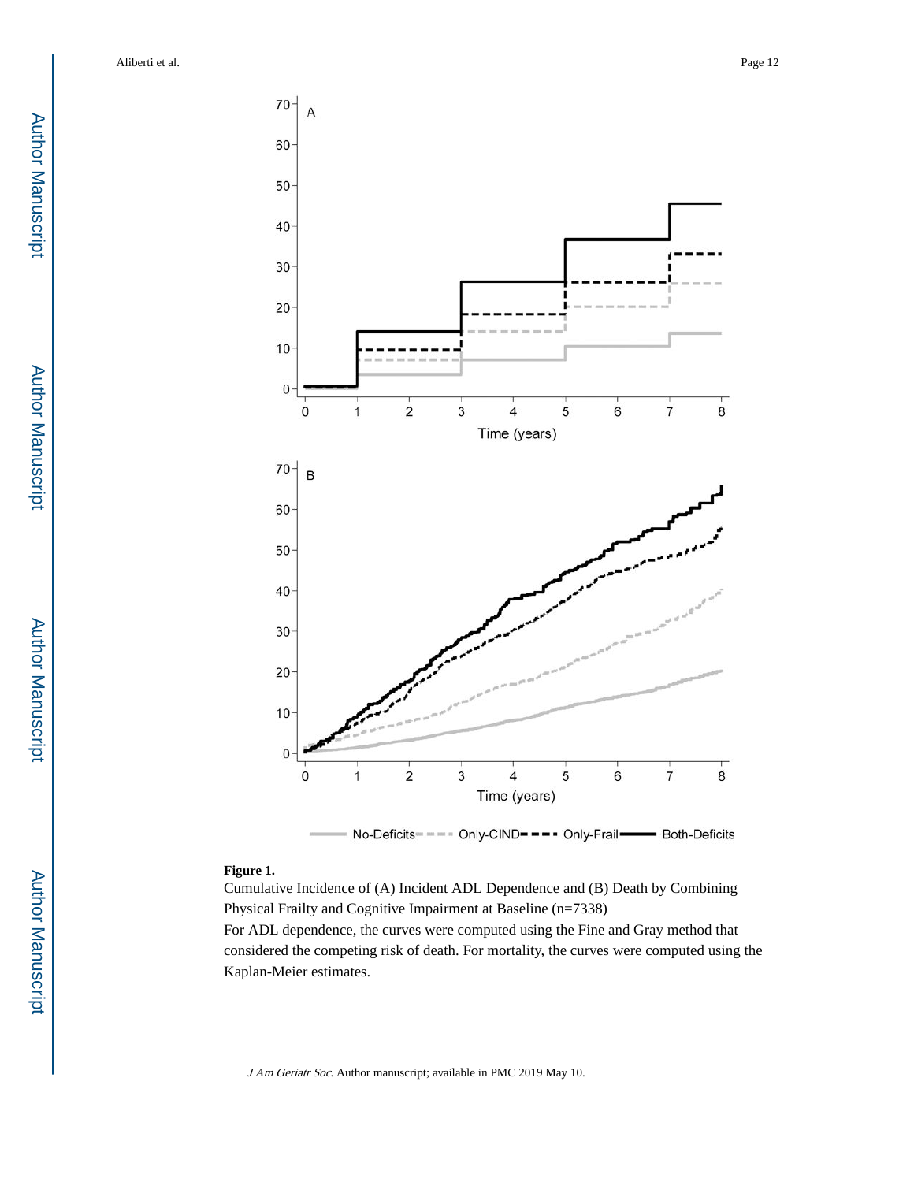A

70
60
50
40
30
20
10
0

0 1 2 3 4 5 6 7 8

Time (years)

B

70
60
50
40
30
20
10
0

0 1 2 3 4 5 6 7 8

Time (years)

No-Deficits Only-CIND Only-Frail Both-Deficits

**Figure 1.**

Cumulative Incidence of (A) Incident ADL Dependence and (B) Death by Combining Physical Frailty and Cognitive Impairment at Baseline (n=7338)

For ADL dependence, the curves were computed using the Fine and Gray method that considered the competing risk of death. For mortality, the curves were computed using the Kaplan-Meier estimates.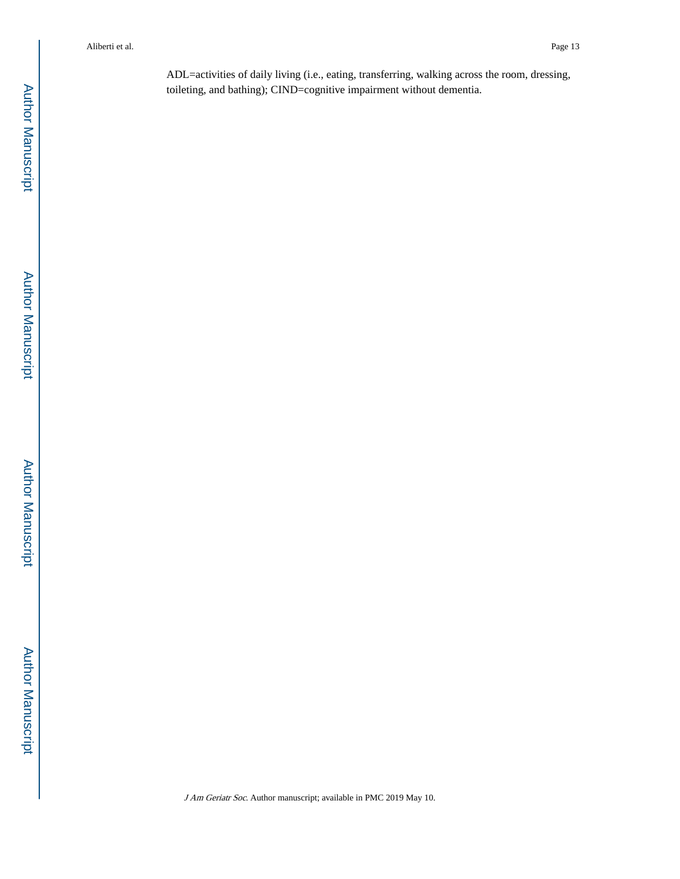ADL=activities of daily living (i.e., eating, transferring, walking across the room, dressing, toileting, and bathing); CIND=cognitive impairment without dementia.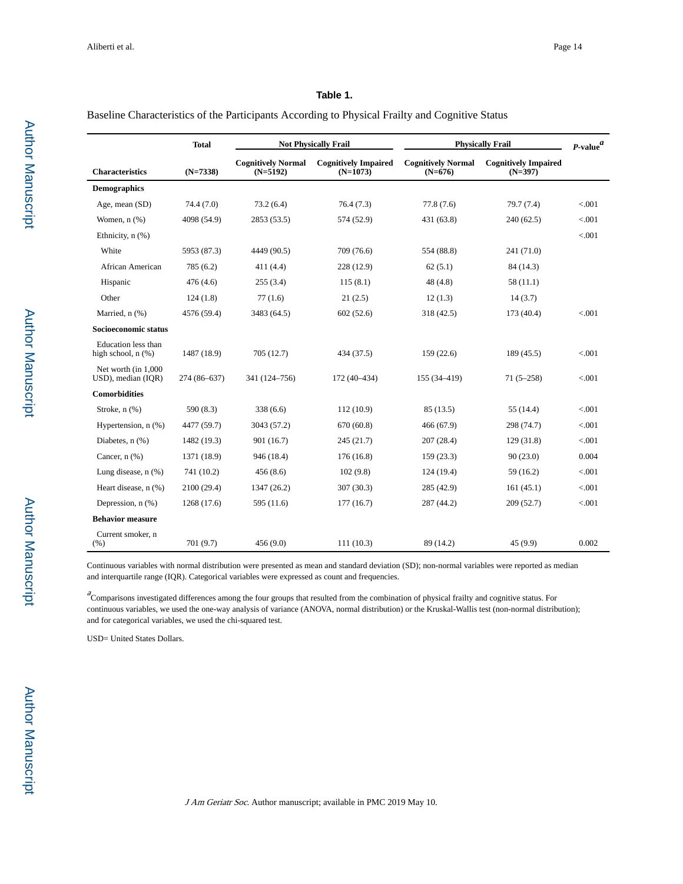# Table 1.

Baseline Characteristics of the Participants According to Physical Frailty and Cognitive Status

| Characteristics | Total (N=7338) | Not Physically Frail: Cognitively Normal (N=5192) | Not Physically Frail: Cognitively Impaired (N=1073) | Physically Frail: Cognitively Normal (N=676) | Physically Frail: Cognitively Impaired (N=397) | *P*-value[a] |
|---|---|---|---|---|---|---|
| **Demographics** | | | | | | |
| Age, mean (SD) | 74.4 (7.0) | 73.2 (6.4) | 76.4 (7.3) | 77.8 (7.6) | 79.7 (7.4) | <.001 |
| Women, n (%) | 4098 (54.9) | 2853 (53.5) | 574 (52.9) | 431 (63.8) | 240 (62.5) | <.001 |
| Ethnicity, n (%) | | | | | | <.001 |
| White | 5953 (87.3) | 4449 (90.5) | 709 (76.6) | 554 (88.8) | 241 (71.0) | |
| African American | 785 (6.2) | 411 (4.4) | 228 (12.9) | 62 (5.1) | 84 (14.3) | |
| Hispanic | 476 (4.6) | 255 (3.4) | 115 (8.1) | 48 (4.8) | 58 (11.1) | |
| Other | 124 (1.8) | 77 (1.6) | 21 (2.5) | 12 (1.3) | 14 (3.7) | |
| Married, n (%) | 4576 (59.4) | 3483 (64.5) | 602 (52.6) | 318 (42.5) | 173 (40.4) | <.001 |
| **Socioeconomic status** | | | | | | |
| Education less than high school, n (%) | 1487 (18.9) | 705 (12.7) | 434 (37.5) | 159 (22.6) | 189 (45.5) | <.001 |
| Net worth (in 1,000 USD), median (IQR) | 274 (86–637) | 341 (124–756) | 172 (40–434) | 155 (34–419) | 71 (5–258) | <.001 |
| **Comorbidities** | | | | | | |
| Stroke, n (%) | 590 (8.3) | 338 (6.6) | 112 (10.9) | 85 (13.5) | 55 (14.4) | <.001 |
| Hypertension, n (%) | 4477 (59.7) | 3043 (57.2) | 670 (60.8) | 466 (67.9) | 298 (74.7) | <.001 |
| Diabetes, n (%) | 1482 (19.3) | 901 (16.7) | 245 (21.7) | 207 (28.4) | 129 (31.8) | <.001 |
| Cancer, n (%) | 1371 (18.9) | 946 (18.4) | 176 (16.8) | 159 (23.3) | 90 (23.0) | 0.004 |
| Lung disease, n (%) | 741 (10.2) | 456 (8.6) | 102 (9.8) | 124 (19.4) | 59 (16.2) | <.001 |
| Heart disease, n (%) | 2100 (29.4) | 1347 (26.2) | 307 (30.3) | 285 (42.9) | 161 (45.1) | <.001 |
| Depression, n (%) | 1268 (17.6) | 595 (11.6) | 177 (16.7) | 287 (44.2) | 209 (52.7) | <.001 |
| **Behavior measure** | | | | | | |
| Current smoker, n (%) | 701 (9.7) | 456 (9.0) | 111 (10.3) | 89 (14.2) | 45 (9.9) | 0.002 |

Continuous variables with normal distribution were presented as mean and standard deviation (SD); non-normal variables were reported as median and interquartile range (IQR). Categorical variables were expressed as count and frequencies.

[a]Comparisons investigated differences among the four groups that resulted from the combination of physical frailty and cognitive status. For continuous variables, we used the one-way analysis of variance (ANOVA, normal distribution) or the Kruskal-Wallis test (non-normal distribution); and for categorical variables, we used the chi-squared test.

USD= United States Dollars.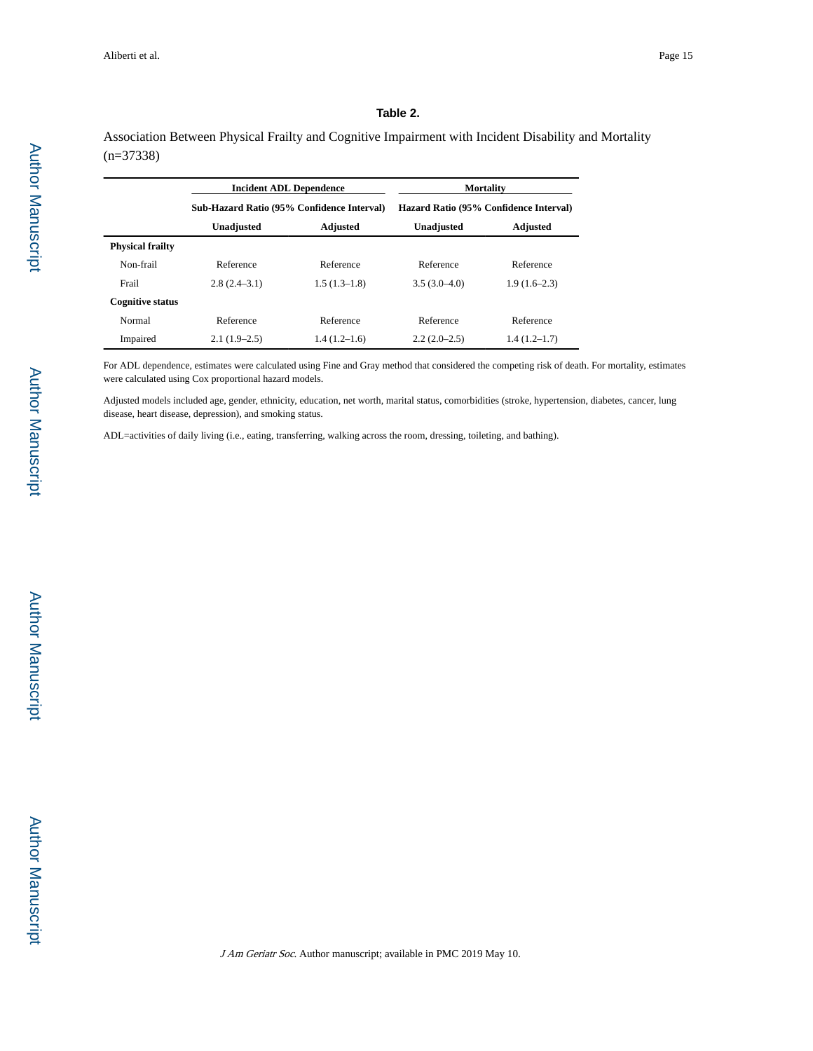**Table 2.**

Association Between Physical Frailty and Cognitive Impairment with Incident Disability and Mortality (n=37338)

| | Incident ADL Dependence | | Mortality | |
|---|---|---|---|---|
| | Sub-Hazard Ratio (95% Confidence Interval) | | Hazard Ratio (95% Confidence Interval) | |
| | Unadjusted | Adjusted | Unadjusted | Adjusted |
| **Physical frailty** | | | | |
| Non-frail | Reference | Reference | Reference | Reference |
| Frail | 2.8 (2.4–3.1) | 1.5 (1.3–1.8) | 3.5 (3.0–4.0) | 1.9 (1.6–2.3) |
| **Cognitive status** | | | | |
| Normal | Reference | Reference | Reference | Reference |
| Impaired | 2.1 (1.9–2.5) | 1.4 (1.2–1.6) | 2.2 (2.0–2.5) | 1.4 (1.2–1.7) |

For ADL dependence, estimates were calculated using Fine and Gray method that considered the competing risk of death. For mortality, estimates were calculated using Cox proportional hazard models.

Adjusted models included age, gender, ethnicity, education, net worth, marital status, comorbidities (stroke, hypertension, diabetes, cancer, lung disease, heart disease, depression), and smoking status.

ADL=activities of daily living (i.e., eating, transferring, walking across the room, dressing, toileting, and bathing).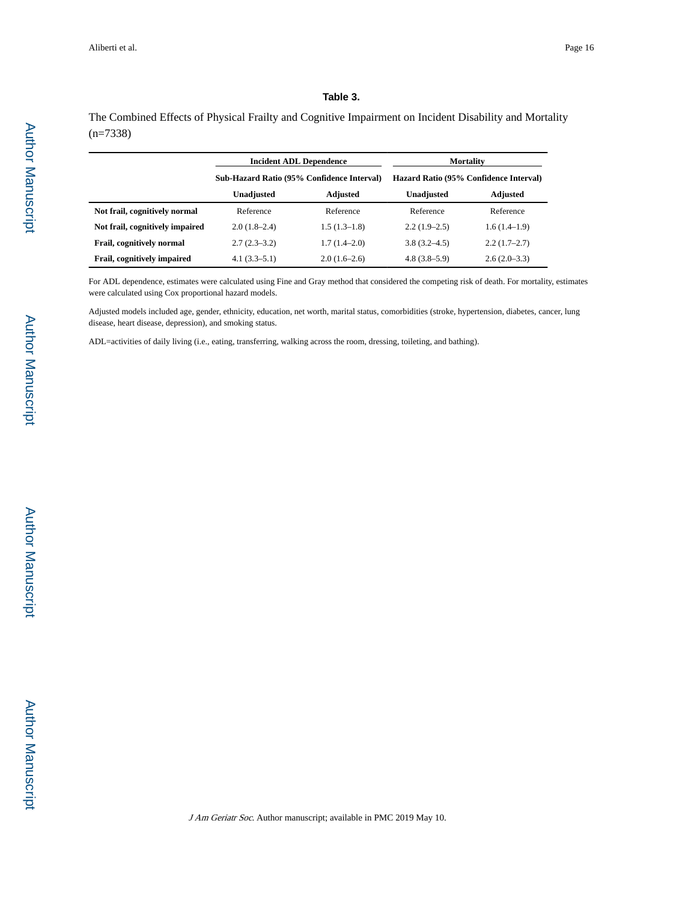**Table 3.**

The Combined Effects of Physical Frailty and Cognitive Impairment on Incident Disability and Mortality (n=7338)

| | Incident ADL Dependence | | Mortality | |
|---|---|---|---|---|
| | Sub-Hazard Ratio (95% Confidence Interval) | | Hazard Ratio (95% Confidence Interval) | |
| | **Unadjusted** | **Adjusted** | **Unadjusted** | **Adjusted** |
| **Not frail, cognitively normal** | Reference | Reference | Reference | Reference |
| **Not frail, cognitively impaired** | 2.0 (1.8–2.4) | 1.5 (1.3–1.8) | 2.2 (1.9–2.5) | 1.6 (1.4–1.9) |
| **Frail, cognitively normal** | 2.7 (2.3–3.2) | 1.7 (1.4–2.0) | 3.8 (3.2–4.5) | 2.2 (1.7–2.7) |
| **Frail, cognitively impaired** | 4.1 (3.3–5.1) | 2.0 (1.6–2.6) | 4.8 (3.8–5.9) | 2.6 (2.0–3.3) |

For ADL dependence, estimates were calculated using Fine and Gray method that considered the competing risk of death. For mortality, estimates were calculated using Cox proportional hazard models.

Adjusted models included age, gender, ethnicity, education, net worth, marital status, comorbidities (stroke, hypertension, diabetes, cancer, lung disease, heart disease, depression), and smoking status.

ADL=activities of daily living (i.e., eating, transferring, walking across the room, dressing, toileting, and bathing).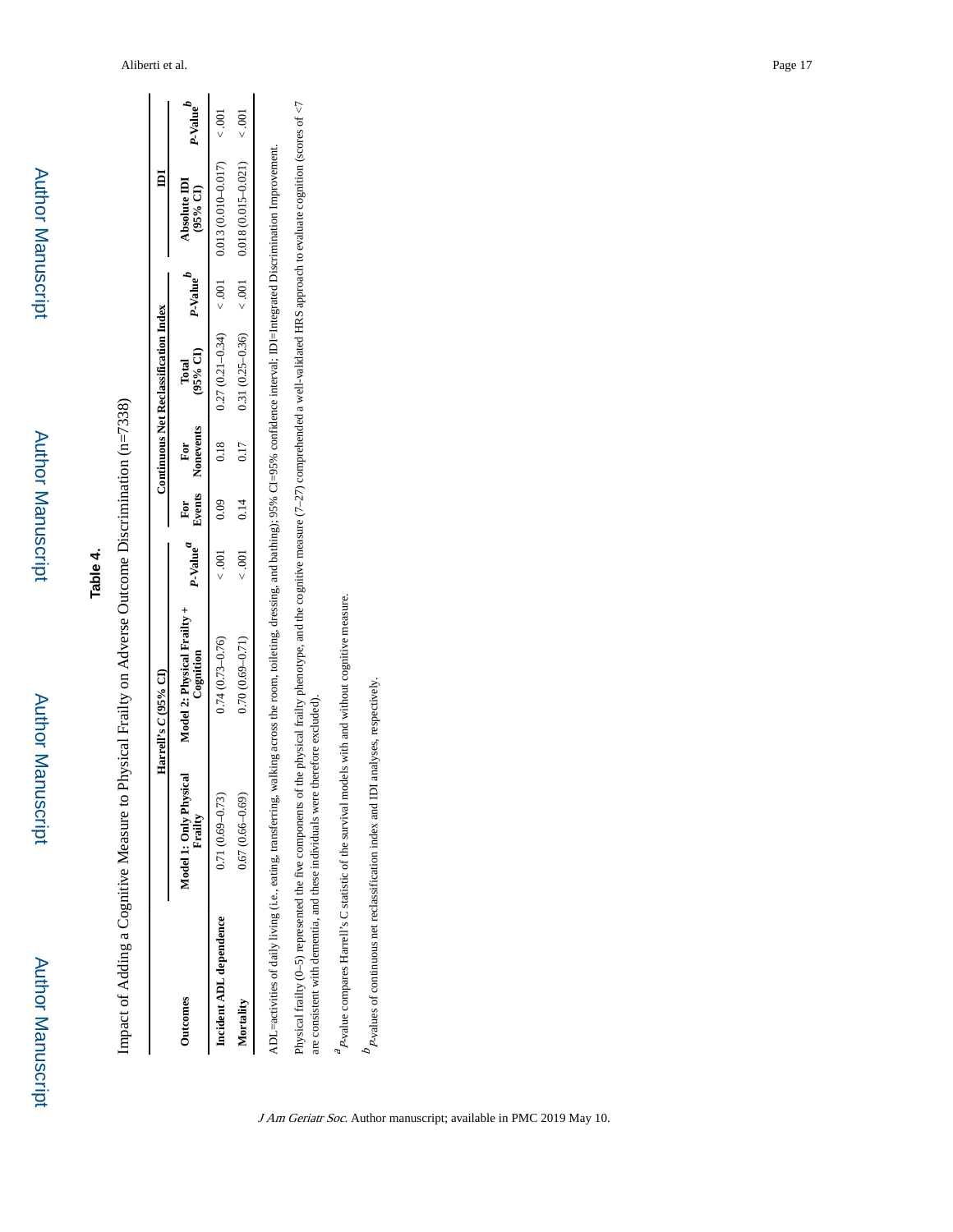**Table 4.**

Impact of Adding a Cognitive Measure to Physical Frailty on Adverse Outcome Discrimination (n=7338)

| Outcomes | Harrell's C (95% CI) | | | Continuous Net Reclassification Index | | | | IDI | |
|---|---|---|---|---|---|---|---|---|---|
| | Model 1: Only Physical Frailty | Model 2: Physical Frailty + Cognition | *P*-Value[a] | For Events | For Nonevents | Total (95% CI) | *P*-Value[b] | Absolute IDI (95% CI) | *P*-Value[b] |
| **Incident ADL dependence** | 0.71 (0.69–0.73) | 0.74 (0.73–0.76) | < .001 | 0.09 | 0.18 | 0.27 (0.21–0.34) | < .001 | 0.013 (0.010–0.017) | < .001 |
| **Mortality** | 0.67 (0.66–0.69) | 0.70 (0.69–0.71) | < .001 | 0.14 | 0.17 | 0.31 (0.25–0.36) | < .001 | 0.018 (0.015–0.021) | < .001 |

ADL=activities of daily living (i.e., eating, transferring, walking across the room, toileting, dressing, and bathing); 95% CI=95% confidence interval; IDI=Integrated Discrimination Improvement.

Physical frailty (0–5) represented the five components of the physical frailty phenotype, and the cognitive measure (7–27) comprehended a well-validated HRS approach to evaluate cognition (scores of <7 are consistent with dementia, and these individuals were therefore excluded).

[a] *P*-value compares Harrell's C statistic of the survival models with and without cognitive measure.

[b] *P*-values of continuous net reclassification index and IDI analyses, respectively.